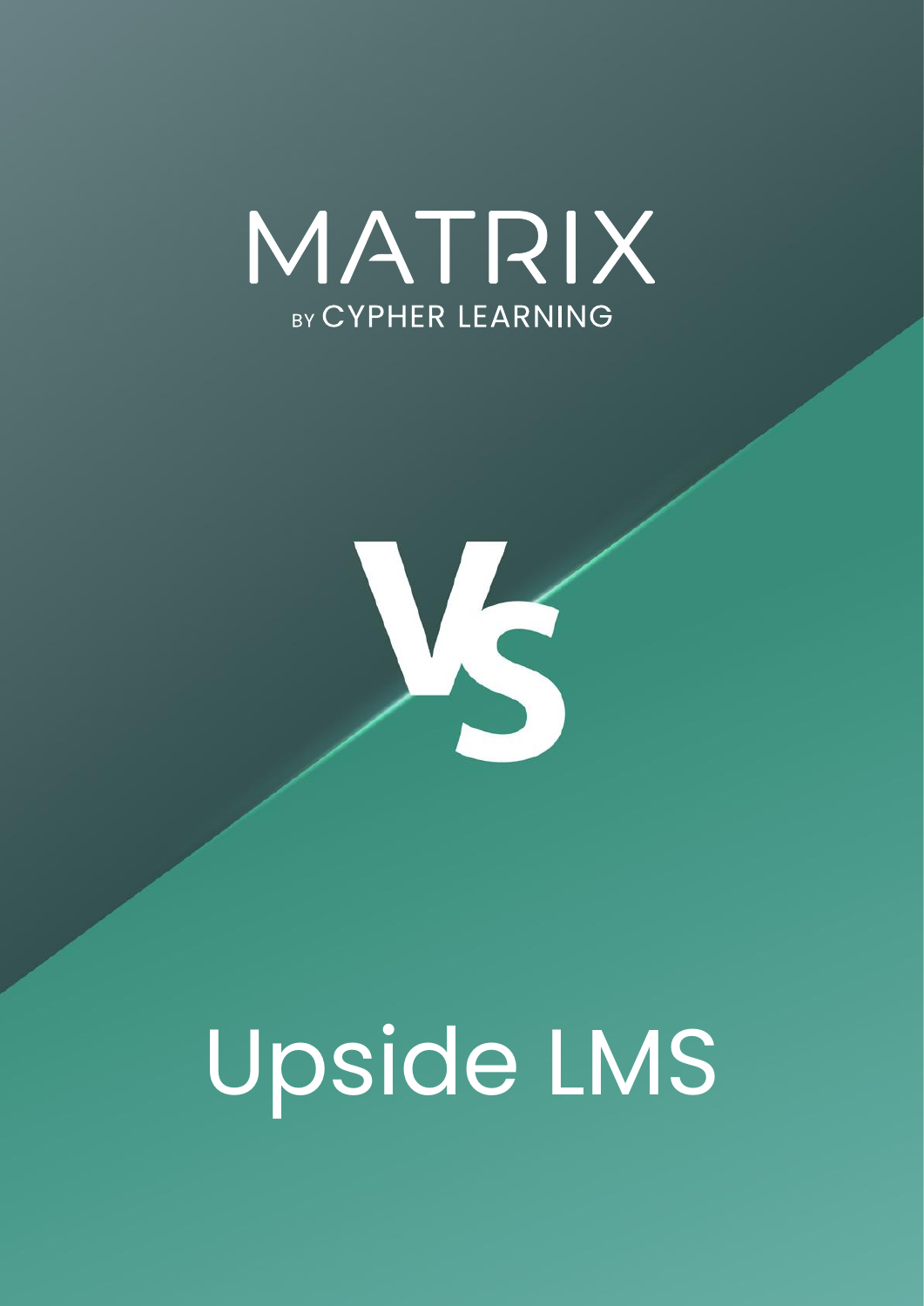# MATRIX

BY CYPHER LEARNING

# VS

# Upside LMS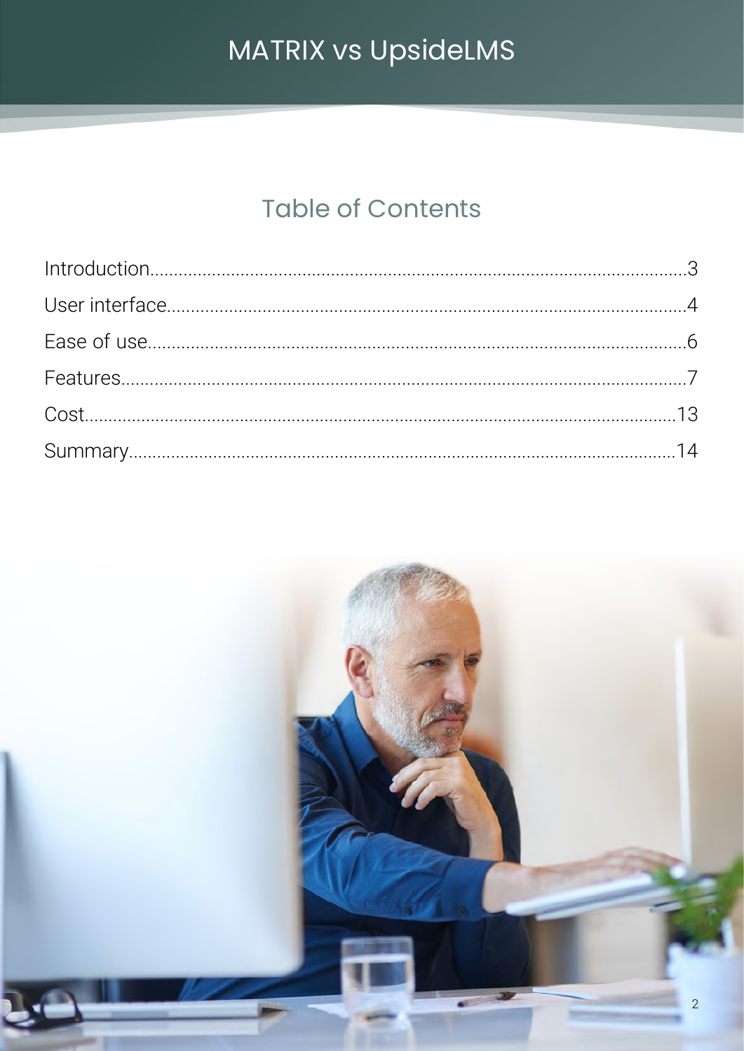# Table of Contents

| Section | Page |
| --- | --- |
| Introduction | 3 |
| User interface | 4 |
| Ease of use | 6 |
| Features | 7 |
| Cost | 13 |
| Summary | 14 |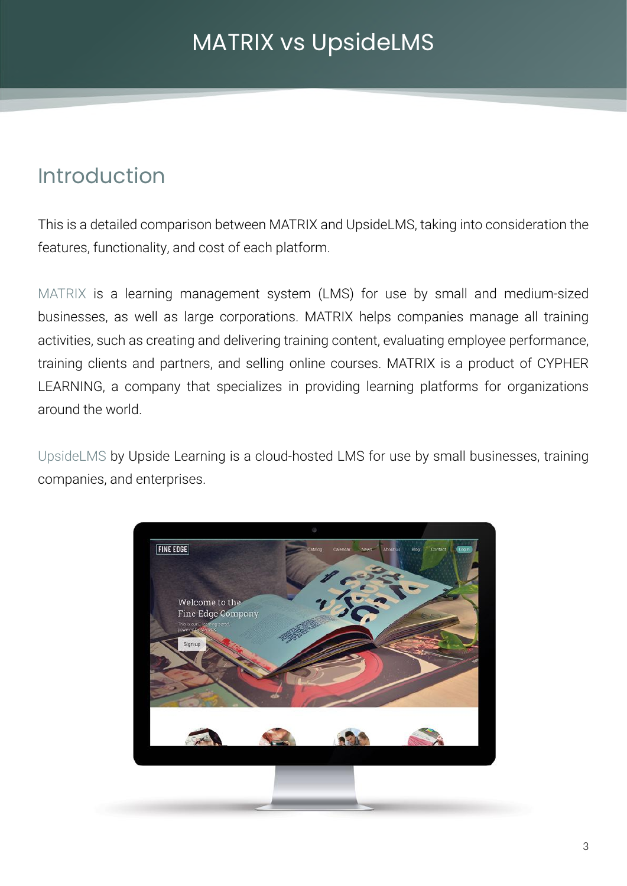# MATRIX vs UpsideLMS

## Introduction

This is a detailed comparison between MATRIX and UpsideLMS, taking into consideration the features, functionality, and cost of each platform.

MATRIX is a learning management system (LMS) for use by small and medium-sized businesses, as well as large corporations. MATRIX helps companies manage all training activities, such as creating and delivering training content, evaluating employee performance, training clients and partners, and selling online courses. MATRIX is a product of CYPHER LEARNING, a company that specializes in providing learning platforms for organizations around the world.

UpsideLMS by Upside Learning is a cloud-hosted LMS for use by small businesses, training companies, and enterprises.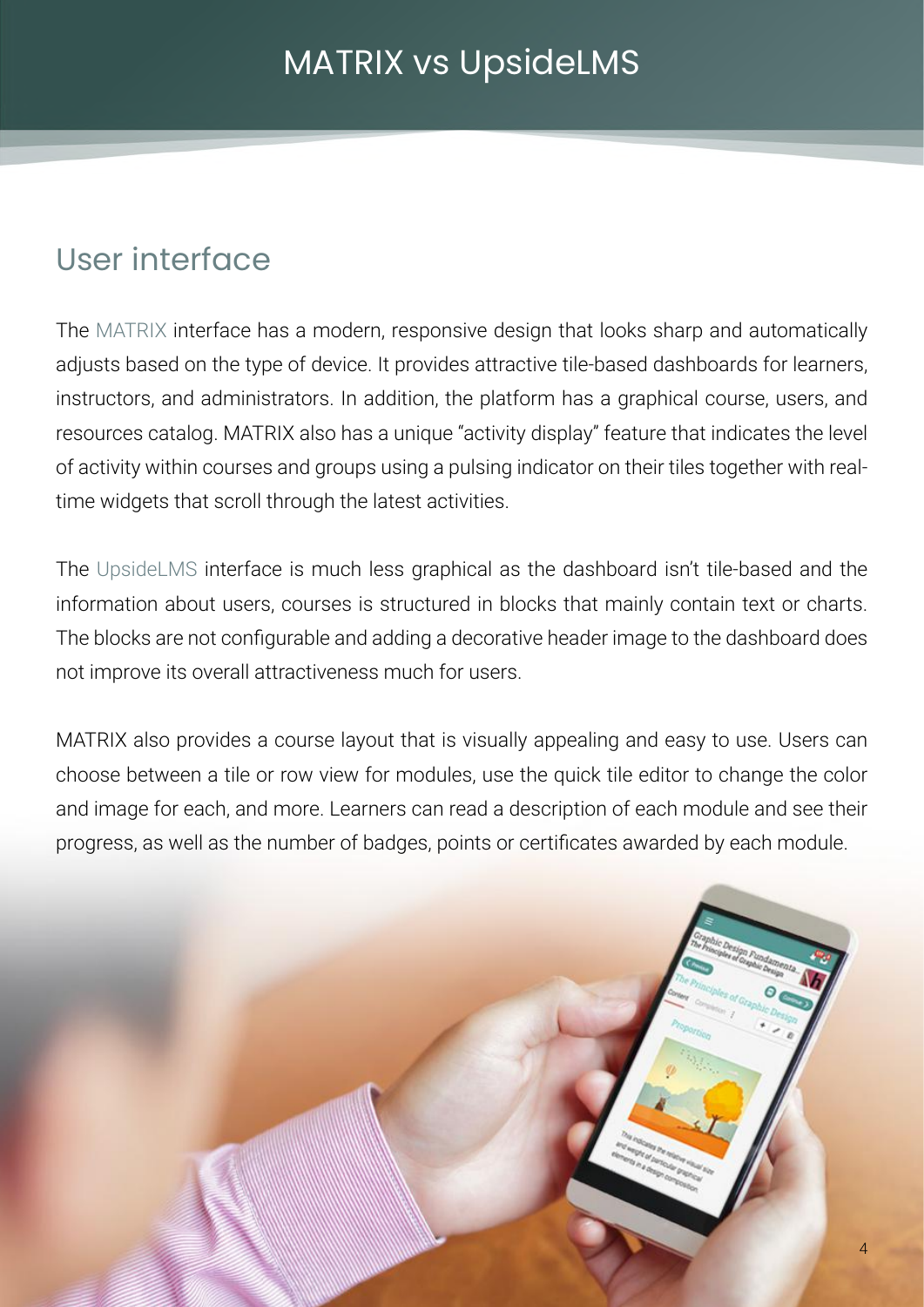# MATRIX vs UpsideLMS

## User interface

The MATRIX interface has a modern, responsive design that looks sharp and automatically adjusts based on the type of device. It provides attractive tile-based dashboards for learners, instructors, and administrators. In addition, the platform has a graphical course, users, and resources catalog. MATRIX also has a unique "activity display" feature that indicates the level of activity within courses and groups using a pulsing indicator on their tiles together with real-time widgets that scroll through the latest activities.

The UpsideLMS interface is much less graphical as the dashboard isn't tile-based and the information about users, courses is structured in blocks that mainly contain text or charts. The blocks are not configurable and adding a decorative header image to the dashboard does not improve its overall attractiveness much for users.

MATRIX also provides a course layout that is visually appealing and easy to use. Users can choose between a tile or row view for modules, use the quick tile editor to change the color and image for each, and more. Learners can read a description of each module and see their progress, as well as the number of badges, points or certificates awarded by each module.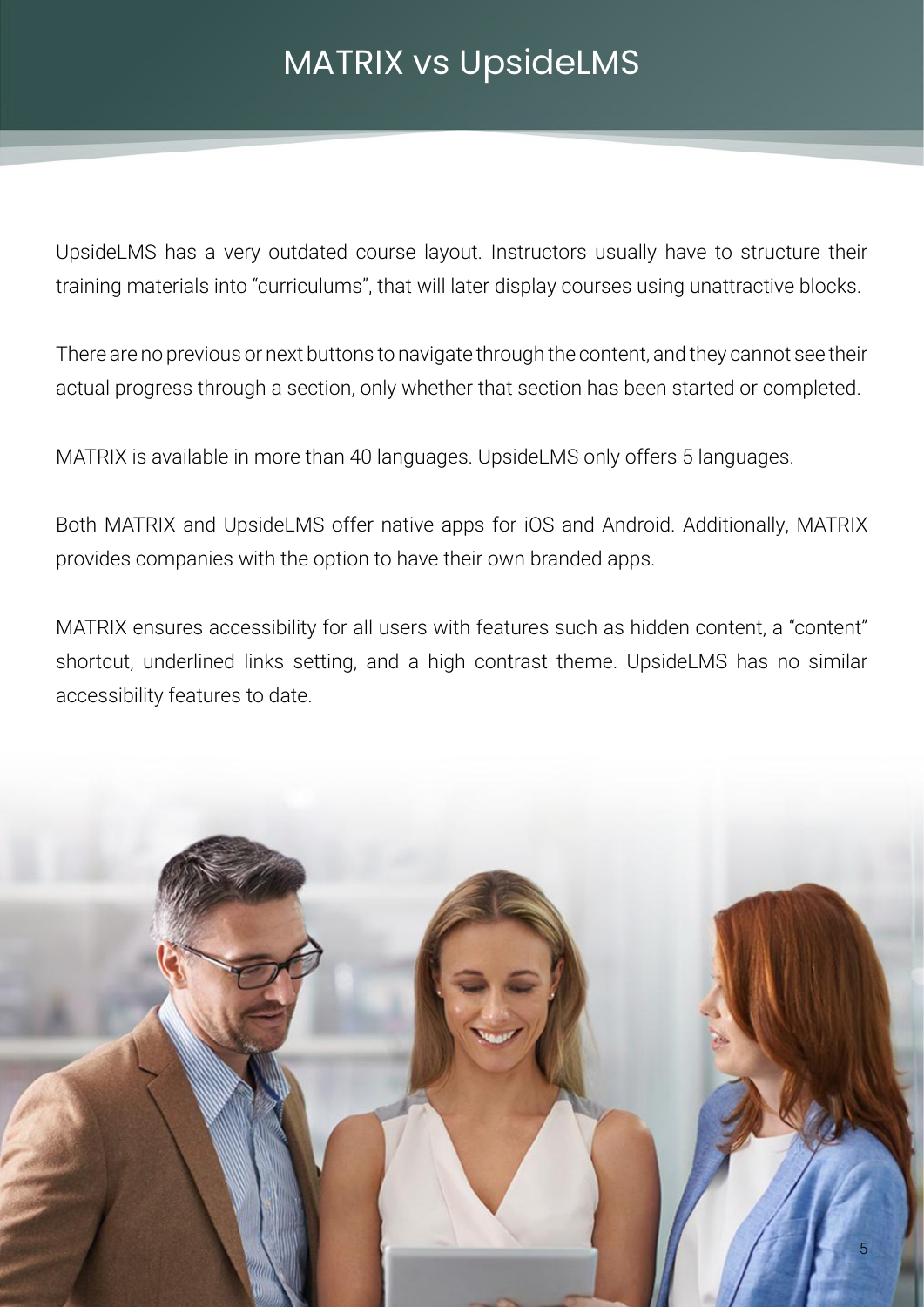# MATRIX vs UpsideLMS

UpsideLMS has a very outdated course layout. Instructors usually have to structure their training materials into "curriculums", that will later display courses using unattractive blocks.

There are no previous or next buttons to navigate through the content, and they cannot see their actual progress through a section, only whether that section has been started or completed.

MATRIX is available in more than 40 languages. UpsideLMS only offers 5 languages.

Both MATRIX and UpsideLMS offer native apps for iOS and Android. Additionally, MATRIX provides companies with the option to have their own branded apps.

MATRIX ensures accessibility for all users with features such as hidden content, a "content" shortcut, underlined links setting, and a high contrast theme. UpsideLMS has no similar accessibility features to date.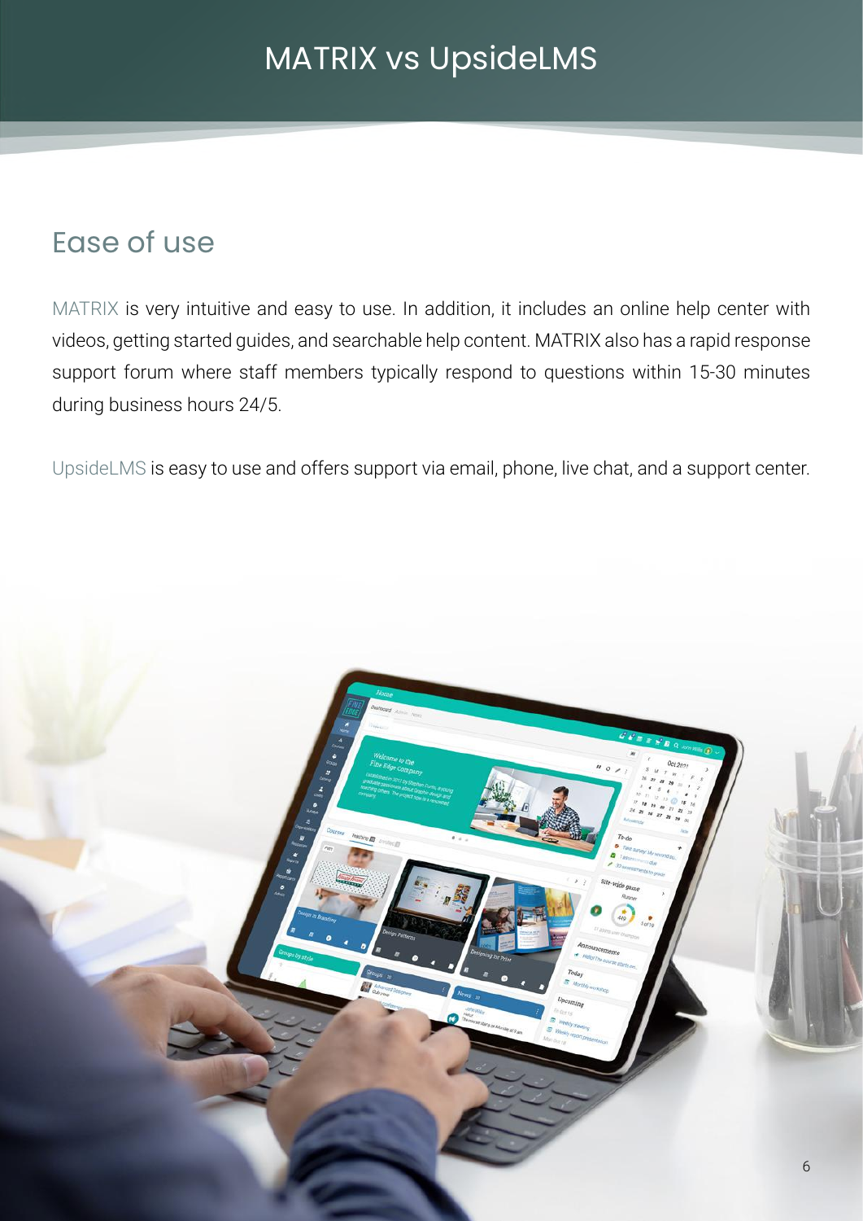# MATRIX vs UpsideLMS

## Ease of use

MATRIX is very intuitive and easy to use. In addition, it includes an online help center with videos, getting started guides, and searchable help content. MATRIX also has a rapid response support forum where staff members typically respond to questions within 15-30 minutes during business hours 24/5.

UpsideLMS is easy to use and offers support via email, phone, live chat, and a support center.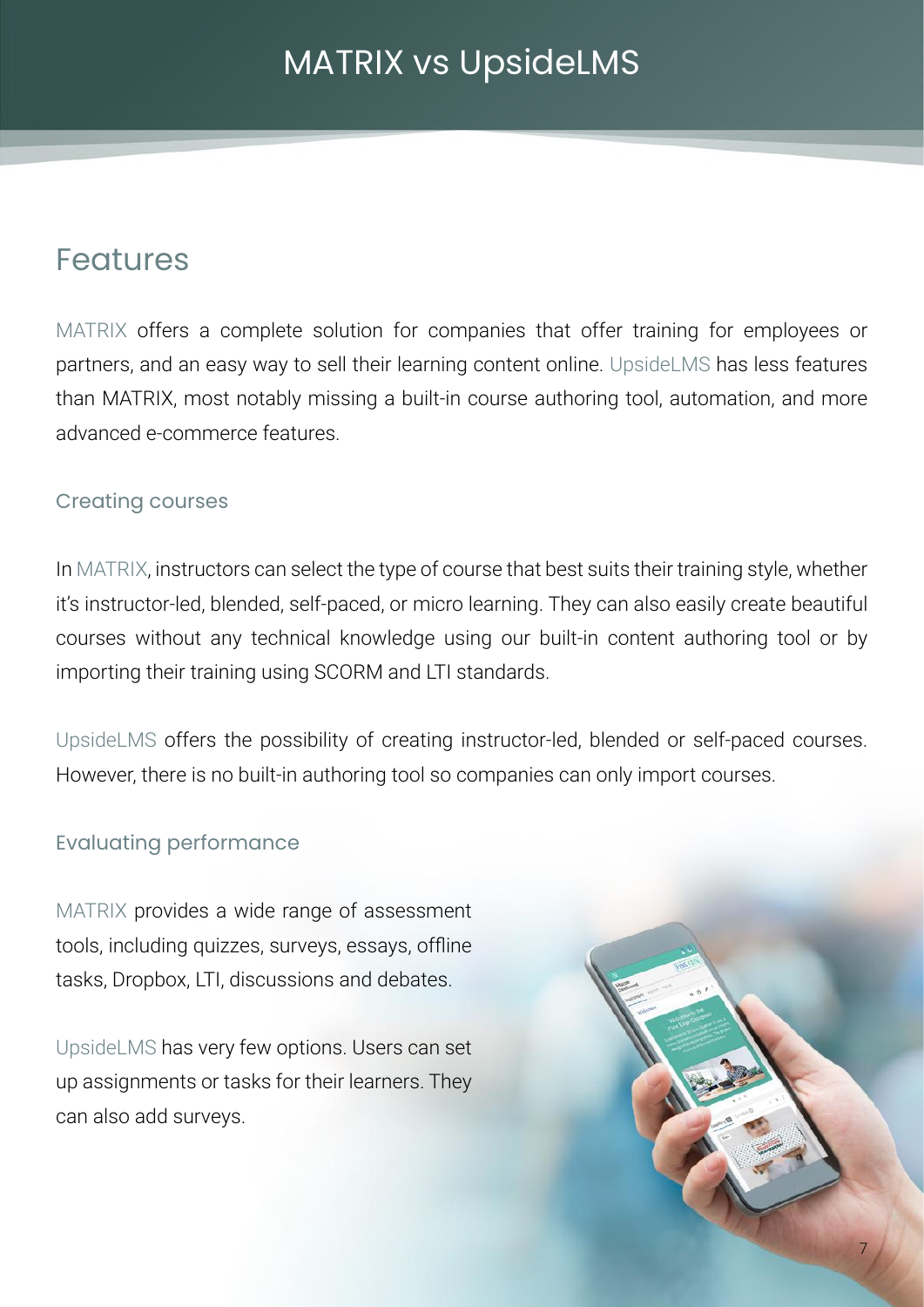# MATRIX vs UpsideLMS

## Features

MATRIX offers a complete solution for companies that offer training for employees or partners, and an easy way to sell their learning content online. UpsideLMS has less features than MATRIX, most notably missing a built-in course authoring tool, automation, and more advanced e-commerce features.

### Creating courses

In MATRIX, instructors can select the type of course that best suits their training style, whether it's instructor-led, blended, self-paced, or micro learning. They can also easily create beautiful courses without any technical knowledge using our built-in content authoring tool or by importing their training using SCORM and LTI standards.

UpsideLMS offers the possibility of creating instructor-led, blended or self-paced courses. However, there is no built-in authoring tool so companies can only import courses.

### Evaluating performance

MATRIX provides a wide range of assessment tools, including quizzes, surveys, essays, offline tasks, Dropbox, LTI, discussions and debates.

UpsideLMS has very few options. Users can set up assignments or tasks for their learners. They can also add surveys.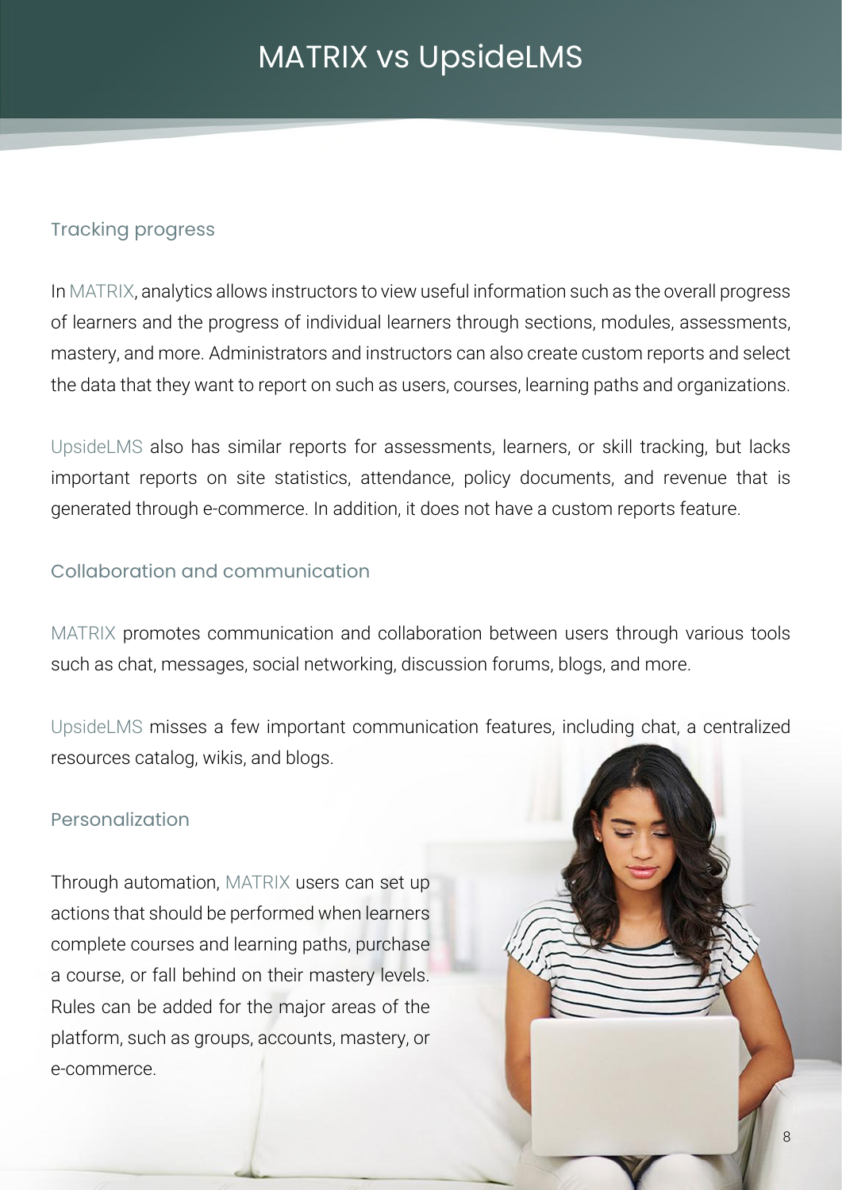# MATRIX vs UpsideLMS

## Tracking progress

In MATRIX, analytics allows instructors to view useful information such as the overall progress of learners and the progress of individual learners through sections, modules, assessments, mastery, and more. Administrators and instructors can also create custom reports and select the data that they want to report on such as users, courses, learning paths and organizations.

UpsideLMS also has similar reports for assessments, learners, or skill tracking, but lacks important reports on site statistics, attendance, policy documents, and revenue that is generated through e-commerce. In addition, it does not have a custom reports feature.

## Collaboration and communication

MATRIX promotes communication and collaboration between users through various tools such as chat, messages, social networking, discussion forums, blogs, and more.

UpsideLMS misses a few important communication features, including chat, a centralized resources catalog, wikis, and blogs.

## Personalization

Through automation, MATRIX users can set up actions that should be performed when learners complete courses and learning paths, purchase a course, or fall behind on their mastery levels. Rules can be added for the major areas of the platform, such as groups, accounts, mastery, or e-commerce.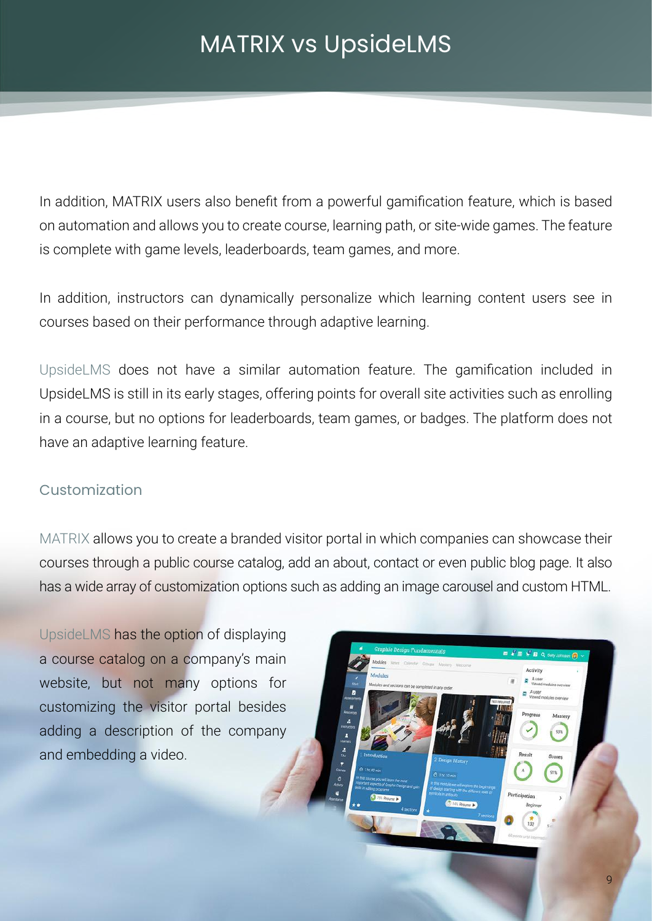# MATRIX vs UpsideLMS

In addition, MATRIX users also benefit from a powerful gamification feature, which is based on automation and allows you to create course, learning path, or site-wide games. The feature is complete with game levels, leaderboards, team games, and more.

In addition, instructors can dynamically personalize which learning content users see in courses based on their performance through adaptive learning.

UpsideLMS does not have a similar automation feature. The gamification included in UpsideLMS is still in its early stages, offering points for overall site activities such as enrolling in a course, but no options for leaderboards, team games, or badges. The platform does not have an adaptive learning feature.

## Customization

MATRIX allows you to create a branded visitor portal in which companies can showcase their courses through a public course catalog, add an about, contact or even public blog page. It also has a wide array of customization options such as adding an image carousel and custom HTML.

UpsideLMS has the option of displaying a course catalog on a company's main website, but not many options for customizing the visitor portal besides adding a description of the company and embedding a video.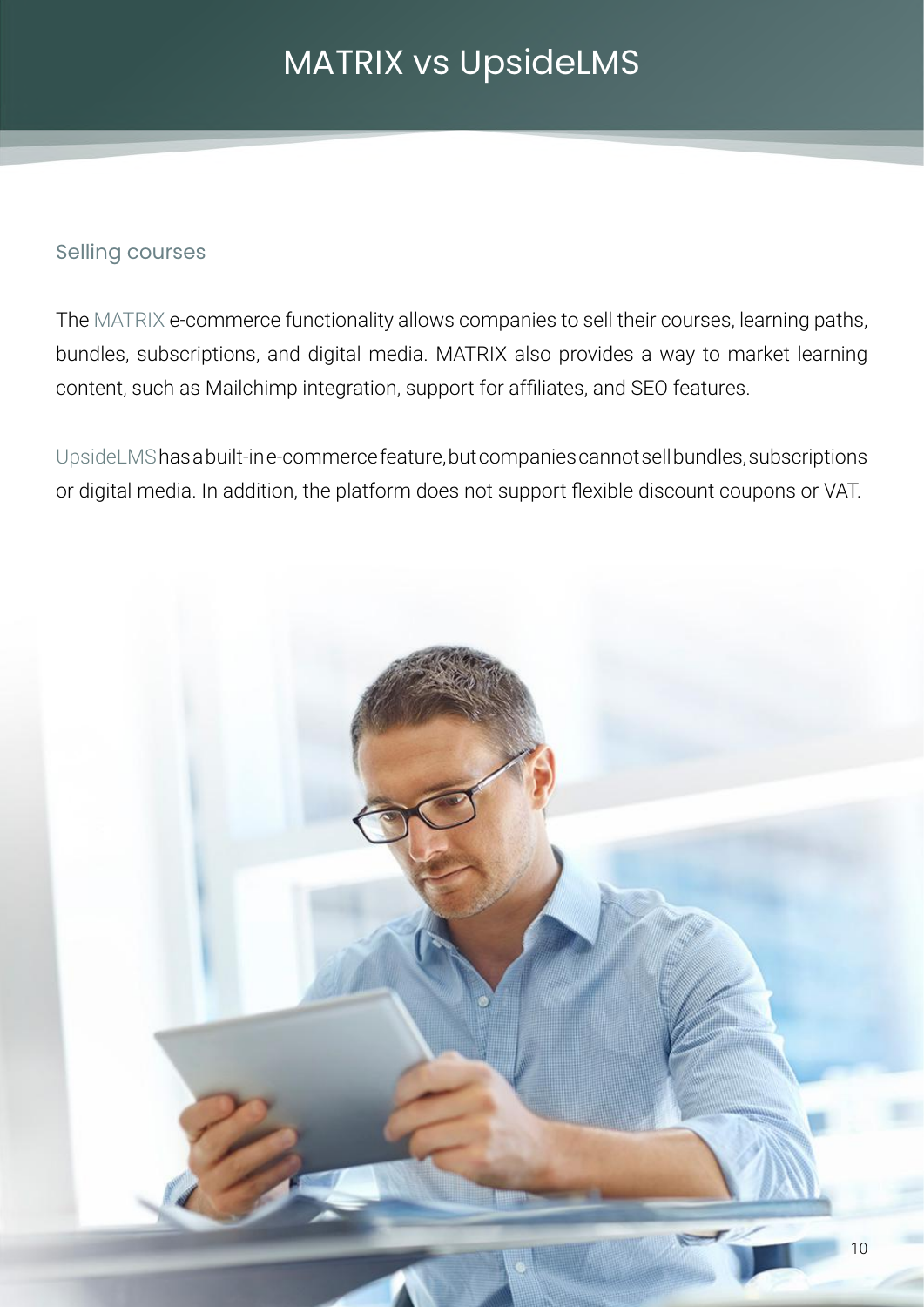# MATRIX vs UpsideLMS

## Selling courses

The MATRIX e-commerce functionality allows companies to sell their courses, learning paths, bundles, subscriptions, and digital media. MATRIX also provides a way to market learning content, such as Mailchimp integration, support for affiliates, and SEO features.

UpsideLMS has a built-in e-commerce feature, but companies cannot sell bundles, subscriptions or digital media. In addition, the platform does not support flexible discount coupons or VAT.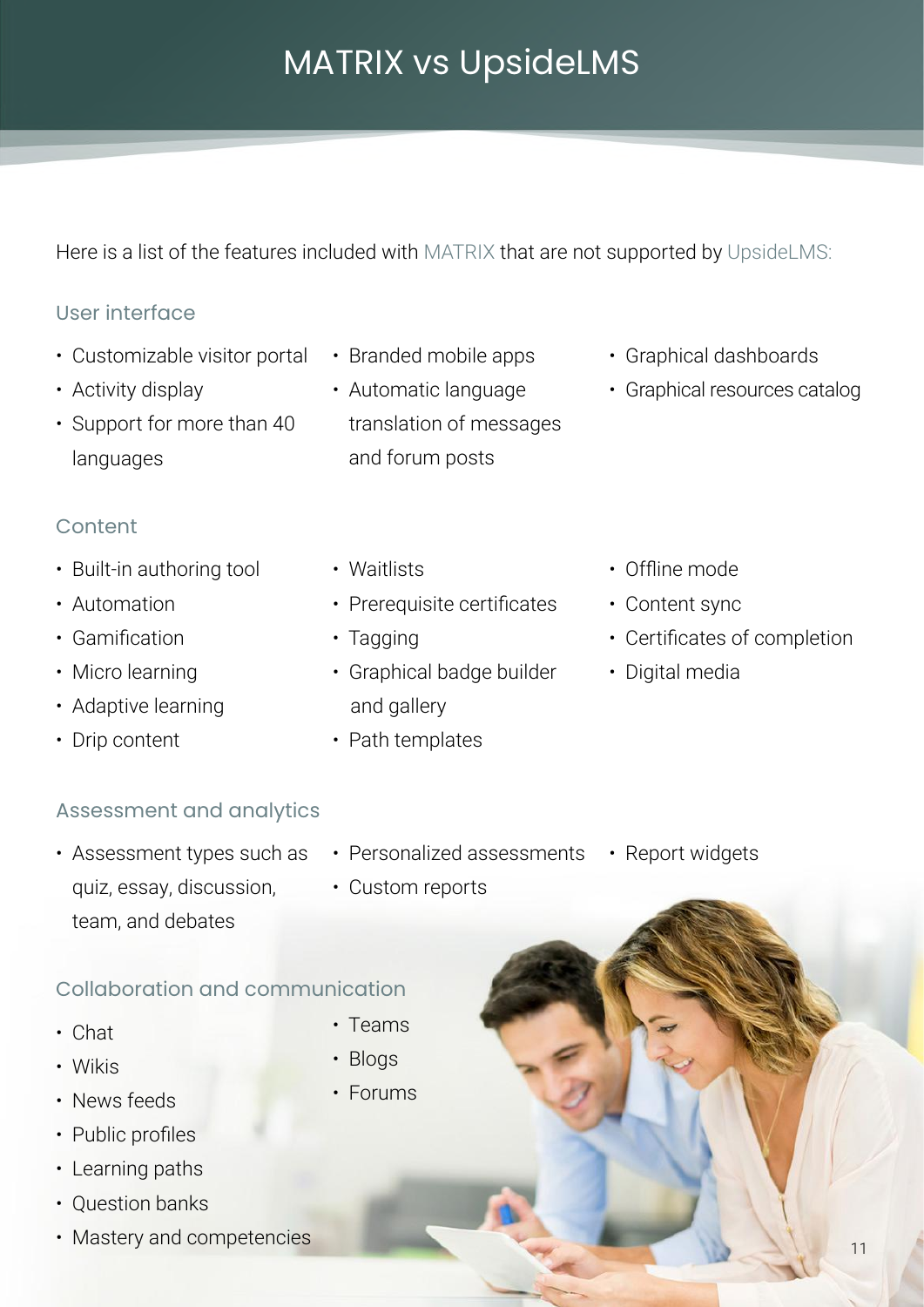# MATRIX vs UpsideLMS

Here is a list of the features included with MATRIX that are not supported by UpsideLMS:

## User interface

- Customizable visitor portal
- Activity display
- Support for more than 40 languages
- Branded mobile apps
- Automatic language translation of messages and forum posts
- Graphical dashboards
- Graphical resources catalog

## Content

- Built-in authoring tool
- Automation
- Gamification
- Micro learning
- Adaptive learning
- Drip content
- Waitlists
- Prerequisite certificates
- Tagging
- Graphical badge builder and gallery
- Path templates
- Offline mode
- Content sync
- Certificates of completion
- Digital media

## Assessment and analytics

- Assessment types such as quiz, essay, discussion, team, and debates
- Personalized assessments
- Custom reports
- Report widgets

## Collaboration and communication

- Chat
- Wikis
- News feeds
- Public profiles
- Learning paths
- Question banks
- Mastery and competencies
- Teams
- Blogs
- Forums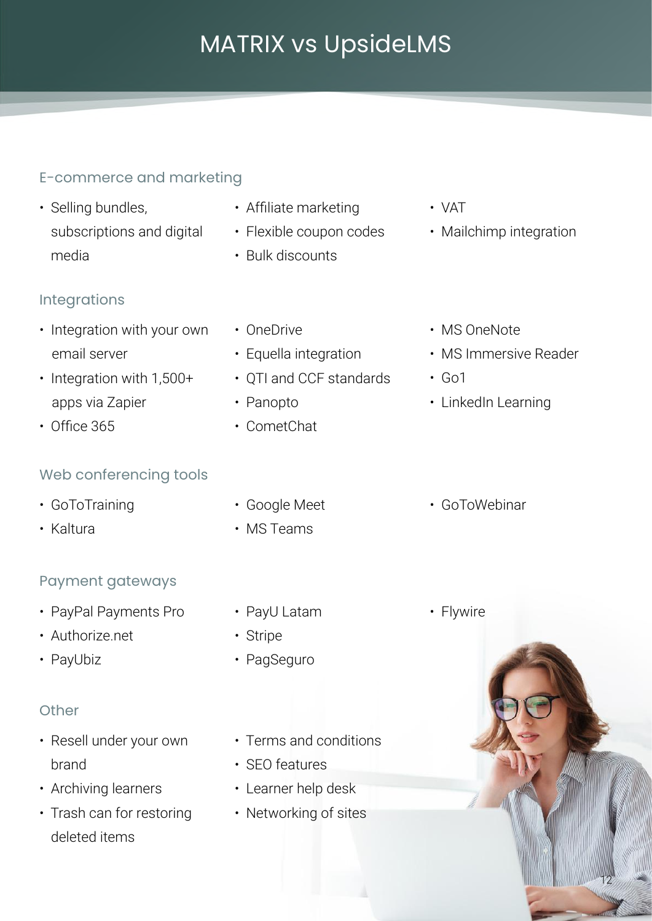# MATRIX vs UpsideLMS

## E-commerce and marketing

- Selling bundles, subscriptions and digital media
- Affiliate marketing
- Flexible coupon codes
- Bulk discounts
- VAT
- Mailchimp integration

## Integrations

- Integration with your own email server
- Integration with 1,500+ apps via Zapier
- Office 365
- OneDrive
- Equella integration
- QTI and CCF standards
- Panopto
- CometChat
- MS OneNote
- MS Immersive Reader
- Go1
- LinkedIn Learning

## Web conferencing tools

- GoToTraining
- Kaltura
- Google Meet
- MS Teams
- GoToWebinar

## Payment gateways

- PayPal Payments Pro
- Authorize.net
- PayUbiz
- PayU Latam
- Stripe
- PagSeguro
- Flywire

## Other

- Resell under your own brand
- Archiving learners
- Trash can for restoring deleted items
- Terms and conditions
- SEO features
- Learner help desk
- Networking of sites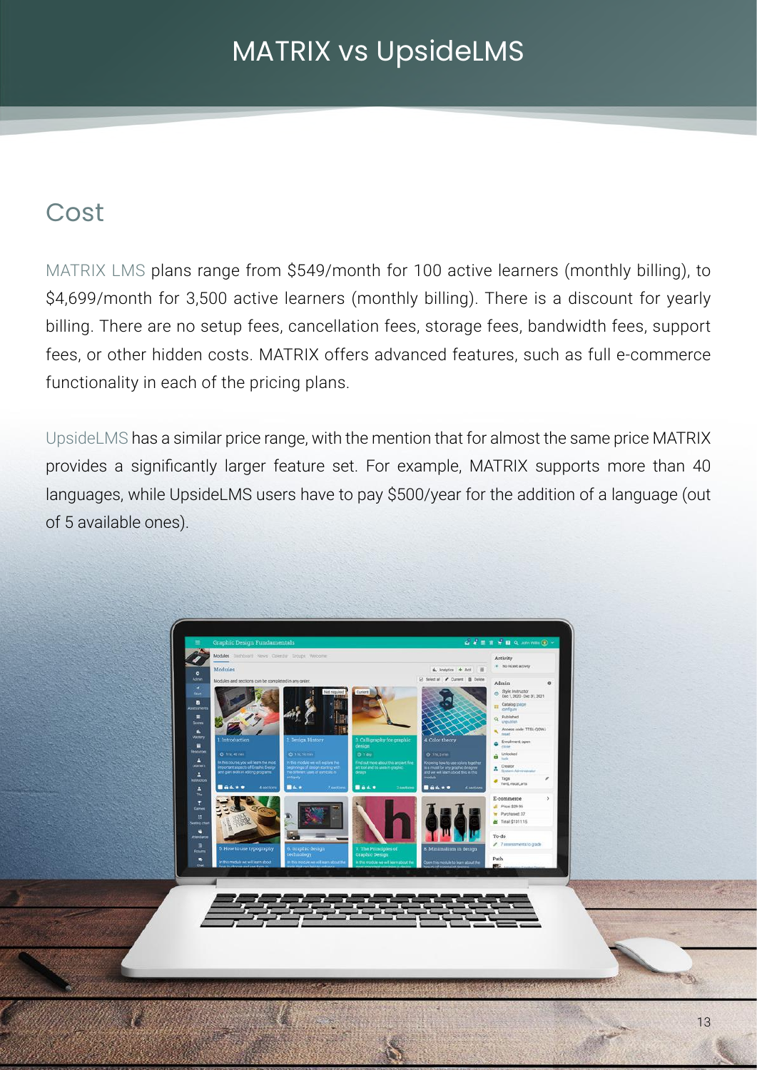# MATRIX vs UpsideLMS

## Cost

MATRIX LMS plans range from $549/month for 100 active learners (monthly billing), to $4,699/month for 3,500 active learners (monthly billing). There is a discount for yearly billing. There are no setup fees, cancellation fees, storage fees, bandwidth fees, support fees, or other hidden costs. MATRIX offers advanced features, such as full e-commerce functionality in each of the pricing plans.

UpsideLMS has a similar price range, with the mention that for almost the same price MATRIX provides a significantly larger feature set. For example, MATRIX supports more than 40 languages, while UpsideLMS users have to pay $500/year for the addition of a language (out of 5 available ones).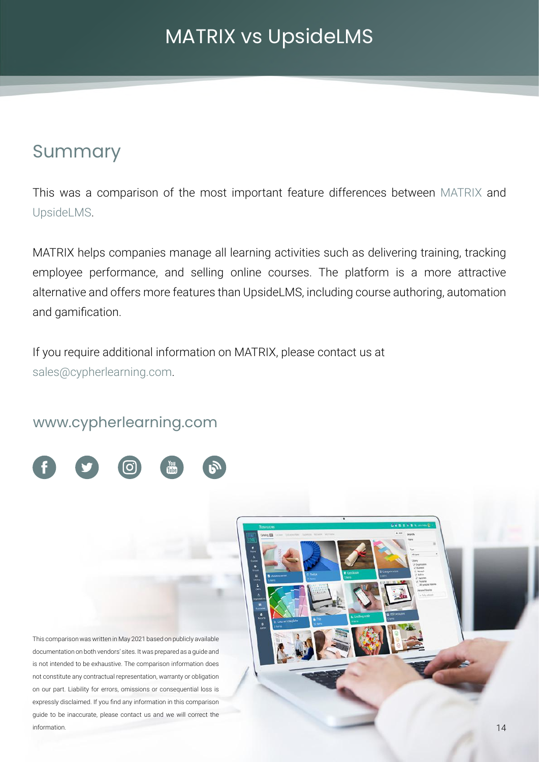# MATRIX vs UpsideLMS

## Summary

This was a comparison of the most important feature differences between MATRIX and UpsideLMS.

MATRIX helps companies manage all learning activities such as delivering training, tracking employee performance, and selling online courses. The platform is a more attractive alternative and offers more features than UpsideLMS, including course authoring, automation and gamification.

If you require additional information on MATRIX, please contact us at sales@cypherlearning.com.

www.cypherlearning.com

This comparison was written in May 2021 based on publicly available documentation on both vendors' sites. It was prepared as a guide and is not intended to be exhaustive. The comparison information does not constitute any contractual representation, warranty or obligation on our part. Liability for errors, omissions or consequential loss is expressly disclaimed. If you find any information in this comparison guide to be inaccurate, please contact us and we will correct the information.